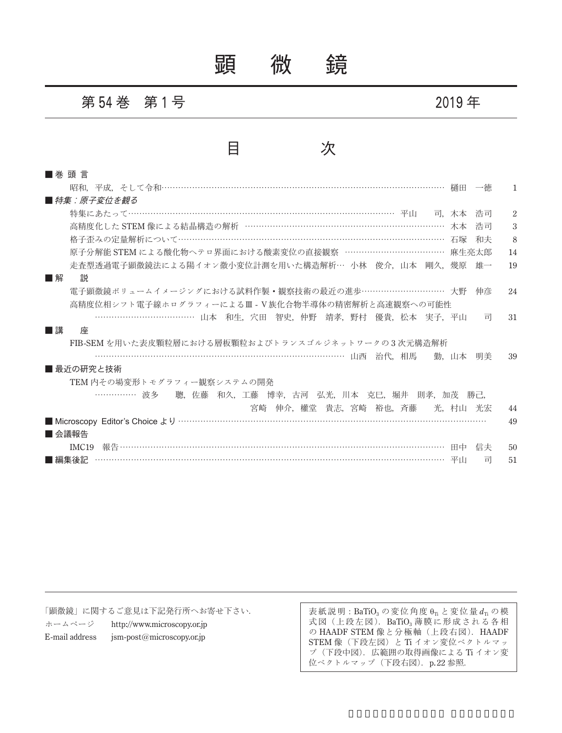# 顕　微　鏡

## 第 54 巻　第 1 号　　　2019 年

## 目　　次

■ 巻 頭 言

昭和，平成，そして令和 ……… 樋田　一徳　1

■ *特集：原子変位を観る*

特集にあたって ……… 平山　司，木本　浩司　2

高精度化した STEM 像による結晶構造の解析 ……… 木本　浩司　3

格子歪みの定量解析について ……… 石塚　和夫　8

原子分解能 STEM による酸化物ヘテロ界面における酸素変位の直接観察 ……… 麻生亮太郎　14

走査型透過電子顕微鏡法による陽イオン微小変位計測を用いた構造解析 … 小林　俊介，山本　剛久，幾原　雄一　19

■ 解　　説

電子顕微鏡ボリュームイメージングにおける試料作製・観察技術の最近の進歩 ……… 大野　伸彦　24

高精度位相シフト電子線ホログラフィーによるⅢ - Ⅴ族化合物半導体の精密解析と高速観察への可能性

……… 山本　和生，穴田　智史，仲野　靖孝，野村　優貴，松本　実子，平山　司　31

■ 講　　座

FIB-SEM を用いた表皮顆粒層における層板顆粒およびトランスゴルジネットワークの 3 次元構造解析

……… 山西　治代，相馬　勤，山本　明美　39

■ 最近の研究と技術

TEM 内その場変形トモグラフィー観察システムの開発

……… 波多　聰，佐藤　和久，工藤　博幸，古河　弘光，川本　克巳，堀井　則孝，加茂　勝己，宮崎　伸介，權堂　貴志，宮崎　裕也，斉藤　光，村山　光宏　44

■ Microscopy Editor's Choice より ……… 49

■ 会議報告

IMC19　報告 ……… 田中　信夫　50

■ 編集後記 ……… 平山　司　51

---

「顕微鏡」に関するご意見は下記発行所へお寄せ下さい．

ホームページ　http://www.microscopy.or.jp

E-mail address　jsm-post@microscopy.or.jp

表紙説明：$BaTiO_3$ の変位角度 $\theta_{Ti}$ と変位量 $d_{Ti}$ の模式図（上段左図）．$BaTiO_3$ 薄膜に形成される各相の HAADF STEM 像と分極軸（上段右図）．HAADF STEM 像（下段左図）と Ti イオン変位ベクトルマップ（下段中図）．広範囲の取得画像による Ti イオン変位ベクトルマップ（下段右図）．p.22 参照．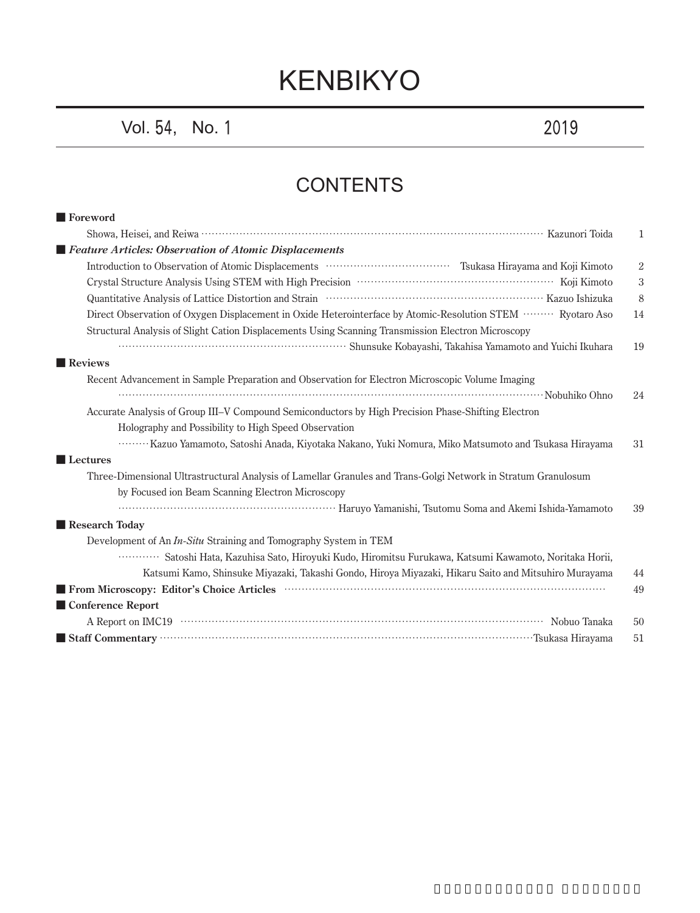# KENBIKYO

Vol. 54, No. 1 2019

## CONTENTS

**■ Foreword**

Showa, Heisei, and Reiwa ········· Kazunori Toida 1

***■ Feature Articles: Observation of Atomic Displacements***

Introduction to Observation of Atomic Displacements ········· Tsukasa Hirayama and Koji Kimoto 2

Crystal Structure Analysis Using STEM with High Precision ········· Koji Kimoto 3

Quantitative Analysis of Lattice Distortion and Strain ········· Kazuo Ishizuka 8

Direct Observation of Oxygen Displacement in Oxide Heterointerface by Atomic-Resolution STEM ········· Ryotaro Aso 14

Structural Analysis of Slight Cation Displacements Using Scanning Transmission Electron Microscopy ········· Shunsuke Kobayashi, Takahisa Yamamoto and Yuichi Ikuhara 19

**■ Reviews**

Recent Advancement in Sample Preparation and Observation for Electron Microscopic Volume Imaging ········· Nobuhiko Ohno 24

Accurate Analysis of Group III–V Compound Semiconductors by High Precision Phase-Shifting Electron Holography and Possibility to High Speed Observation ········· Kazuo Yamamoto, Satoshi Anada, Kiyotaka Nakano, Yuki Nomura, Miko Matsumoto and Tsukasa Hirayama 31

**■ Lectures**

Three-Dimensional Ultrastructural Analysis of Lamellar Granules and Trans-Golgi Network in Stratum Granulosum by Focused ion Beam Scanning Electron Microscopy ········· Haruyo Yamanishi, Tsutomu Soma and Akemi Ishida-Yamamoto 39

**■ Research Today**

Development of An *In-Situ* Straining and Tomography System in TEM ········· Satoshi Hata, Kazuhisa Sato, Hiroyuki Kudo, Hiromitsu Furukawa, Katsumi Kawamoto, Noritaka Horii, Katsumi Kamo, Shinsuke Miyazaki, Takashi Gondo, Hiroya Miyazaki, Hikaru Saito and Mitsuhiro Murayama 44

**■ From Microscopy: Editor's Choice Articles** ········· 49

**■ Conference Report**

A Report on IMC19 ········· Nobuo Tanaka 50

**■ Staff Commentary** ········· Tsukasa Hirayama 51